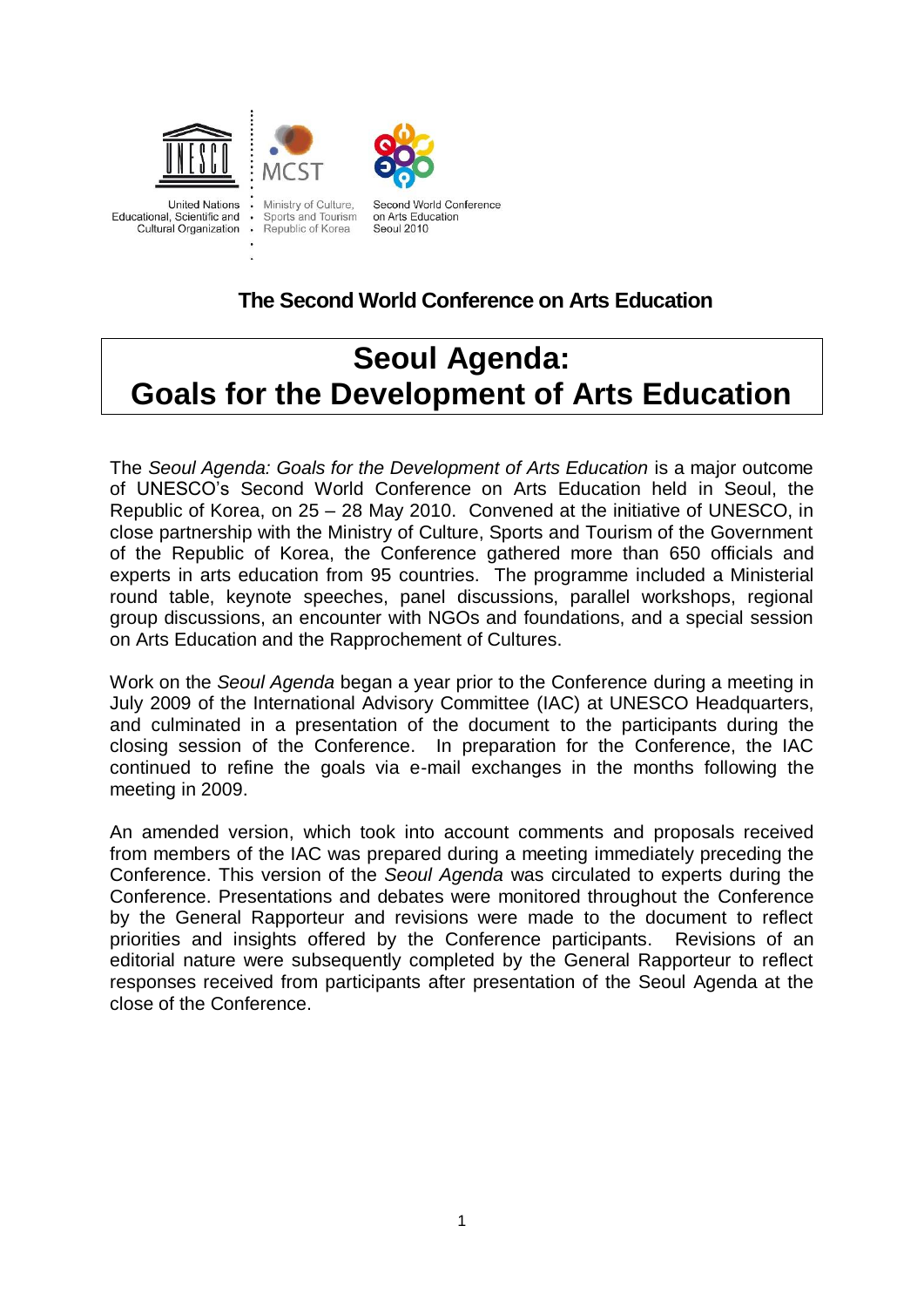United Nations Educational, Scientific and Cultural Organization

MCST
Ministry of Culture, Sports and Tourism Republic of Korea

Second World Conference on Arts Education Seoul 2010

**The Second World Conference on Arts Education**

# Seoul Agenda: Goals for the Development of Arts Education

The *Seoul Agenda: Goals for the Development of Arts Education* is a major outcome of UNESCO's Second World Conference on Arts Education held in Seoul, the Republic of Korea, on 25 – 28 May 2010. Convened at the initiative of UNESCO, in close partnership with the Ministry of Culture, Sports and Tourism of the Government of the Republic of Korea, the Conference gathered more than 650 officials and experts in arts education from 95 countries. The programme included a Ministerial round table, keynote speeches, panel discussions, parallel workshops, regional group discussions, an encounter with NGOs and foundations, and a special session on Arts Education and the Rapprochement of Cultures.

Work on the *Seoul Agenda* began a year prior to the Conference during a meeting in July 2009 of the International Advisory Committee (IAC) at UNESCO Headquarters, and culminated in a presentation of the document to the participants during the closing session of the Conference. In preparation for the Conference, the IAC continued to refine the goals via e-mail exchanges in the months following the meeting in 2009.

An amended version, which took into account comments and proposals received from members of the IAC was prepared during a meeting immediately preceding the Conference. This version of the *Seoul Agenda* was circulated to experts during the Conference. Presentations and debates were monitored throughout the Conference by the General Rapporteur and revisions were made to the document to reflect priorities and insights offered by the Conference participants. Revisions of an editorial nature were subsequently completed by the General Rapporteur to reflect responses received from participants after presentation of the Seoul Agenda at the close of the Conference.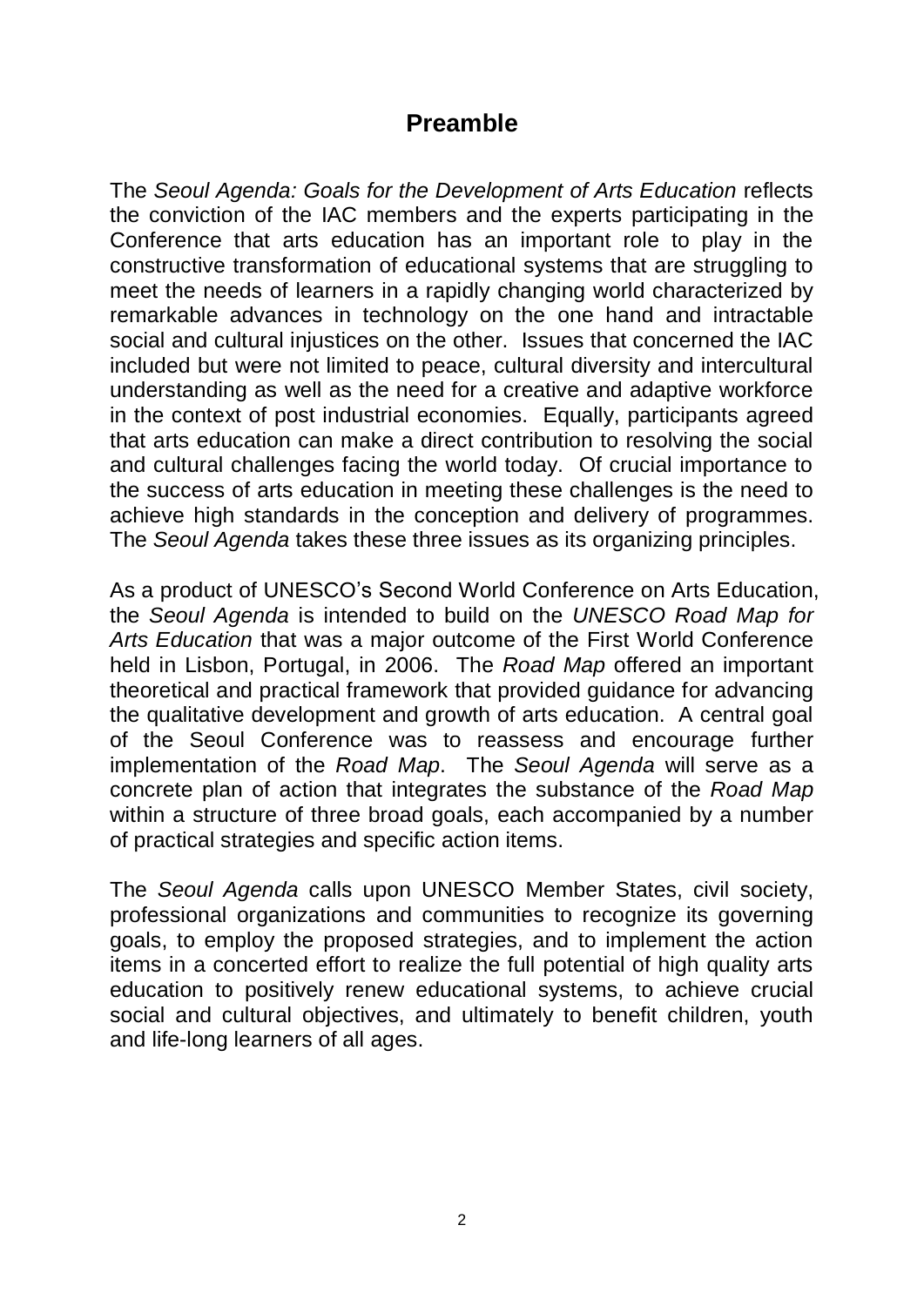# Preamble

The *Seoul Agenda: Goals for the Development of Arts Education* reflects the conviction of the IAC members and the experts participating in the Conference that arts education has an important role to play in the constructive transformation of educational systems that are struggling to meet the needs of learners in a rapidly changing world characterized by remarkable advances in technology on the one hand and intractable social and cultural injustices on the other. Issues that concerned the IAC included but were not limited to peace, cultural diversity and intercultural understanding as well as the need for a creative and adaptive workforce in the context of post industrial economies. Equally, participants agreed that arts education can make a direct contribution to resolving the social and cultural challenges facing the world today. Of crucial importance to the success of arts education in meeting these challenges is the need to achieve high standards in the conception and delivery of programmes. The *Seoul Agenda* takes these three issues as its organizing principles.

As a product of UNESCO's Second World Conference on Arts Education, the *Seoul Agenda* is intended to build on the *UNESCO Road Map for Arts Education* that was a major outcome of the First World Conference held in Lisbon, Portugal, in 2006. The *Road Map* offered an important theoretical and practical framework that provided guidance for advancing the qualitative development and growth of arts education. A central goal of the Seoul Conference was to reassess and encourage further implementation of the *Road Map*. The *Seoul Agenda* will serve as a concrete plan of action that integrates the substance of the *Road Map* within a structure of three broad goals, each accompanied by a number of practical strategies and specific action items.

The *Seoul Agenda* calls upon UNESCO Member States, civil society, professional organizations and communities to recognize its governing goals, to employ the proposed strategies, and to implement the action items in a concerted effort to realize the full potential of high quality arts education to positively renew educational systems, to achieve crucial social and cultural objectives, and ultimately to benefit children, youth and life-long learners of all ages.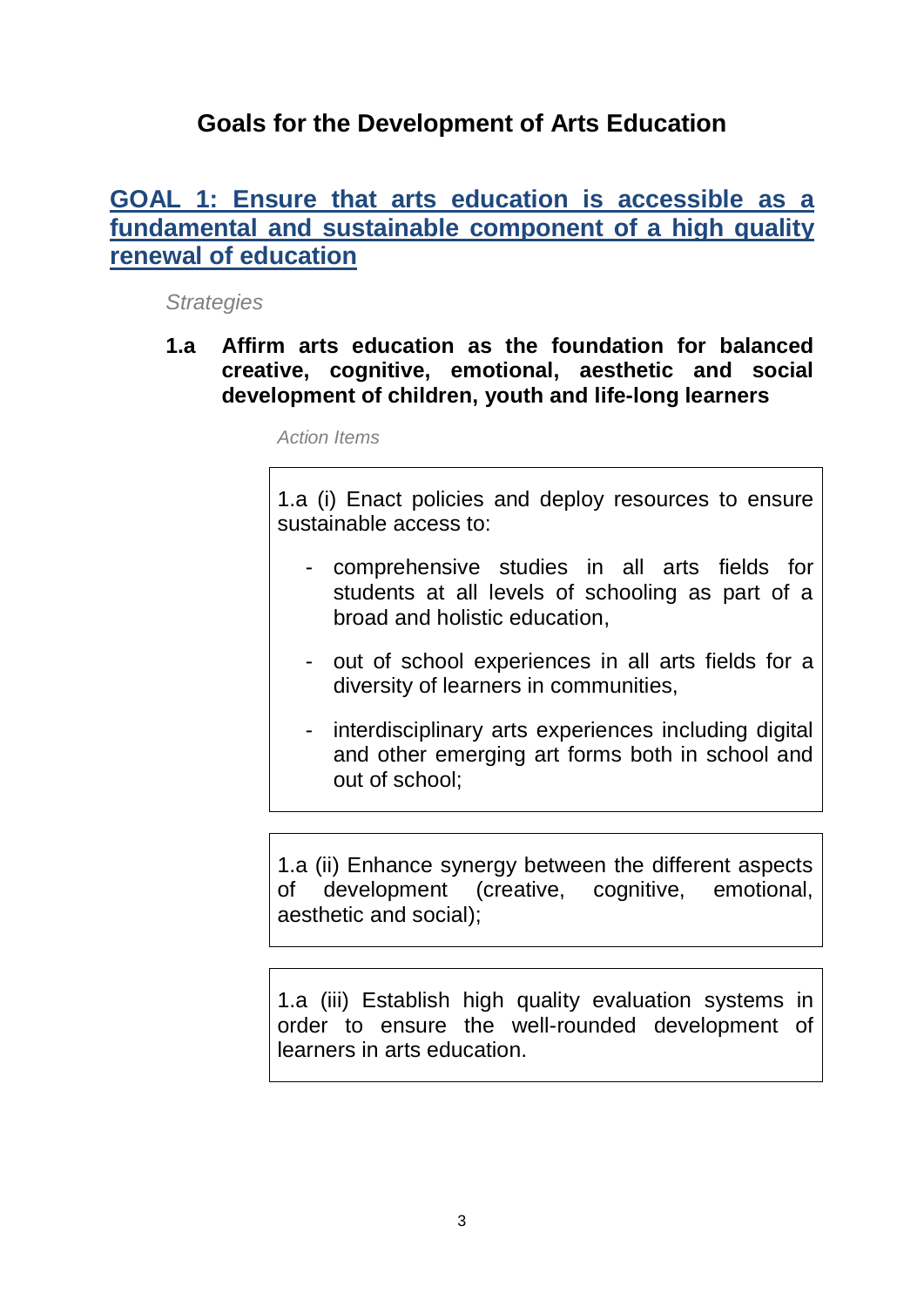# Goals for the Development of Arts Education

## GOAL 1: Ensure that arts education is accessible as a fundamental and sustainable component of a high quality renewal of education

*Strategies*

### 1.a Affirm arts education as the foundation for balanced creative, cognitive, emotional, aesthetic and social development of children, youth and life-long learners

*Action Items*

1.a (i) Enact policies and deploy resources to ensure sustainable access to:

- comprehensive studies in all arts fields for students at all levels of schooling as part of a broad and holistic education,
- out of school experiences in all arts fields for a diversity of learners in communities,
- interdisciplinary arts experiences including digital and other emerging art forms both in school and out of school;

1.a (ii) Enhance synergy between the different aspects of development (creative, cognitive, emotional, aesthetic and social);

1.a (iii) Establish high quality evaluation systems in order to ensure the well-rounded development of learners in arts education.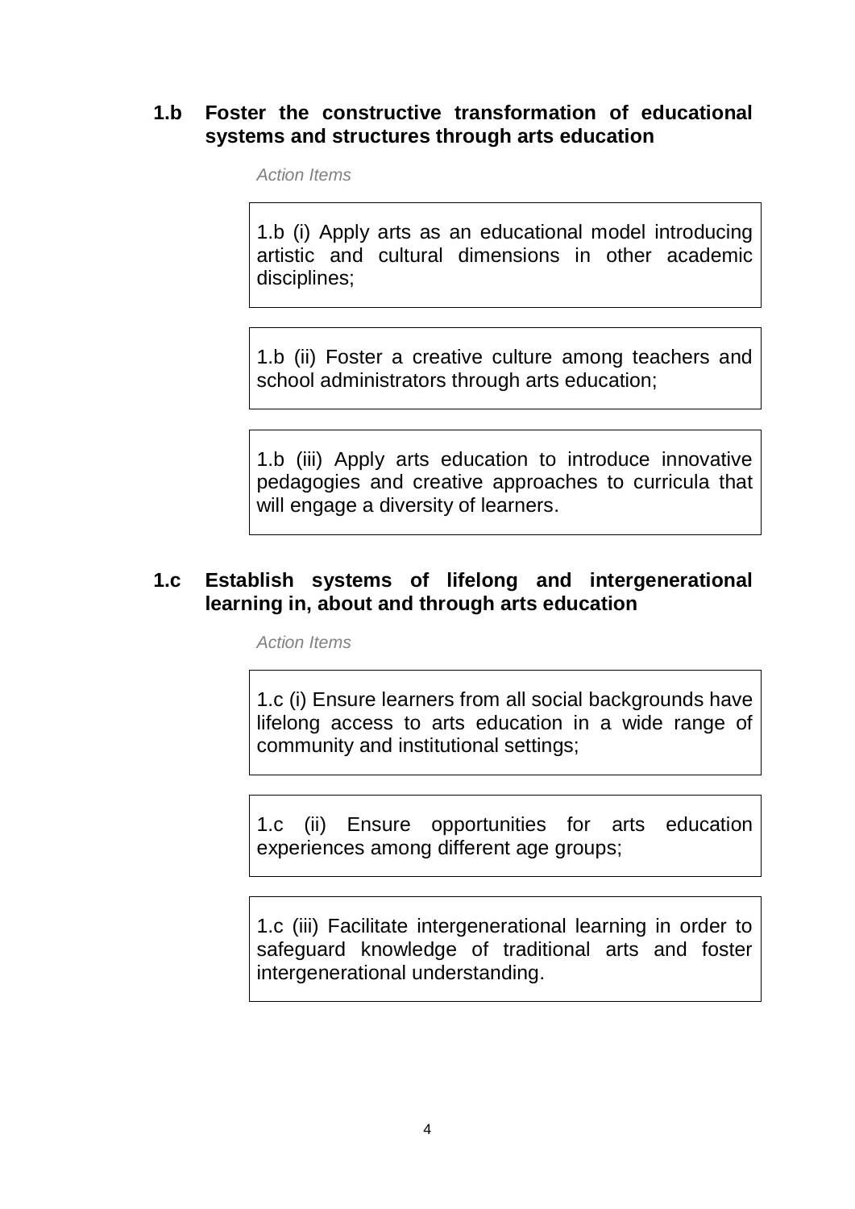### 1.b Foster the constructive transformation of educational systems and structures through arts education

*Action Items*

1.b (i) Apply arts as an educational model introducing artistic and cultural dimensions in other academic disciplines;

1.b (ii) Foster a creative culture among teachers and school administrators through arts education;

1.b (iii) Apply arts education to introduce innovative pedagogies and creative approaches to curricula that will engage a diversity of learners.

### 1.c Establish systems of lifelong and intergenerational learning in, about and through arts education

*Action Items*

1.c (i) Ensure learners from all social backgrounds have lifelong access to arts education in a wide range of community and institutional settings;

1.c (ii) Ensure opportunities for arts education experiences among different age groups;

1.c (iii) Facilitate intergenerational learning in order to safeguard knowledge of traditional arts and foster intergenerational understanding.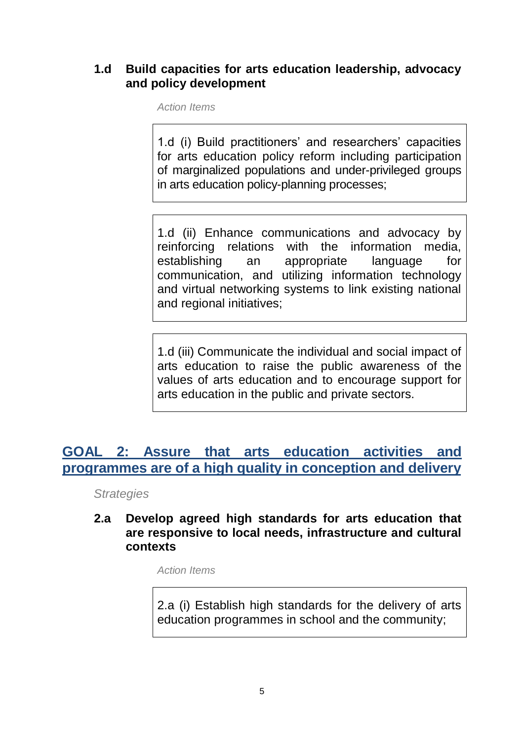### 1.d Build capacities for arts education leadership, advocacy and policy development

*Action Items*

> 1.d (i) Build practitioners' and researchers' capacities for arts education policy reform including participation of marginalized populations and under-privileged groups in arts education policy-planning processes;

> 1.d (ii) Enhance communications and advocacy by reinforcing relations with the information media, establishing an appropriate language for communication, and utilizing information technology and virtual networking systems to link existing national and regional initiatives;

> 1.d (iii) Communicate the individual and social impact of arts education to raise the public awareness of the values of arts education and to encourage support for arts education in the public and private sectors.

## GOAL 2: Assure that arts education activities and programmes are of a high quality in conception and delivery

*Strategies*

### 2.a Develop agreed high standards for arts education that are responsive to local needs, infrastructure and cultural contexts

*Action Items*

> 2.a (i) Establish high standards for the delivery of arts education programmes in school and the community;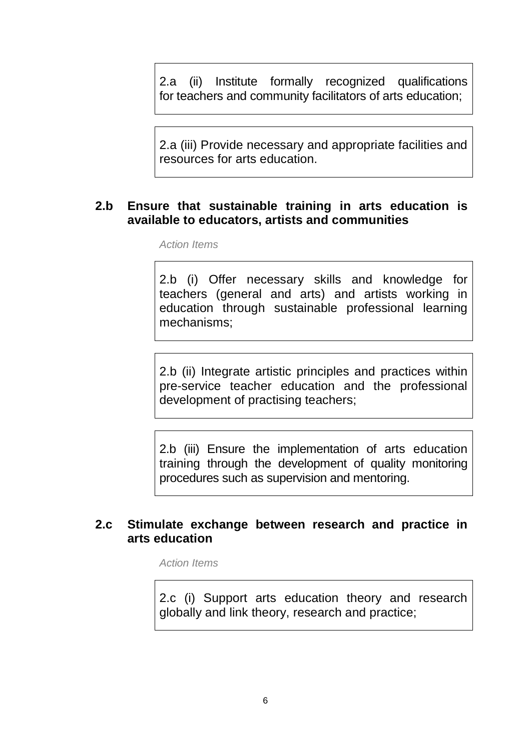2.a (ii) Institute formally recognized qualifications for teachers and community facilitators of arts education;

2.a (iii) Provide necessary and appropriate facilities and resources for arts education.

### 2.b Ensure that sustainable training in arts education is available to educators, artists and communities

*Action Items*

2.b (i) Offer necessary skills and knowledge for teachers (general and arts) and artists working in education through sustainable professional learning mechanisms;

2.b (ii) Integrate artistic principles and practices within pre-service teacher education and the professional development of practising teachers;

2.b (iii) Ensure the implementation of arts education training through the development of quality monitoring procedures such as supervision and mentoring.

### 2.c Stimulate exchange between research and practice in arts education

*Action Items*

2.c (i) Support arts education theory and research globally and link theory, research and practice;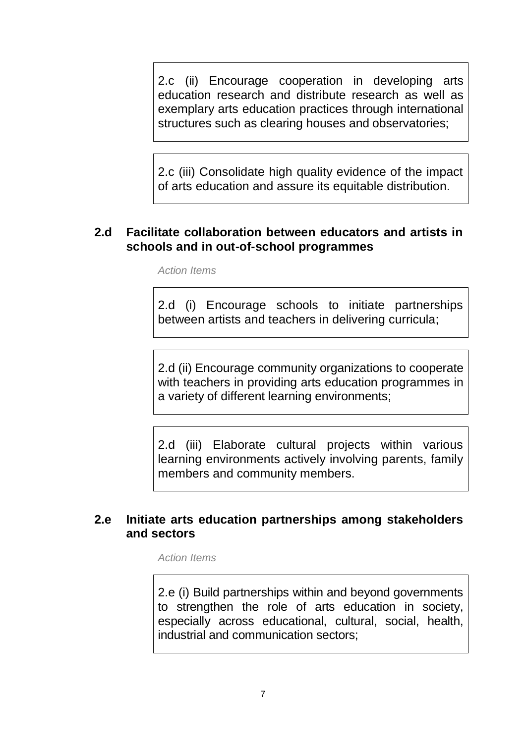2.c (ii) Encourage cooperation in developing arts education research and distribute research as well as exemplary arts education practices through international structures such as clearing houses and observatories;

2.c (iii) Consolidate high quality evidence of the impact of arts education and assure its equitable distribution.

### 2.d Facilitate collaboration between educators and artists in schools and in out-of-school programmes

*Action Items*

2.d (i) Encourage schools to initiate partnerships between artists and teachers in delivering curricula;

2.d (ii) Encourage community organizations to cooperate with teachers in providing arts education programmes in a variety of different learning environments;

2.d (iii) Elaborate cultural projects within various learning environments actively involving parents, family members and community members.

### 2.e Initiate arts education partnerships among stakeholders and sectors

*Action Items*

2.e (i) Build partnerships within and beyond governments to strengthen the role of arts education in society, especially across educational, cultural, social, health, industrial and communication sectors;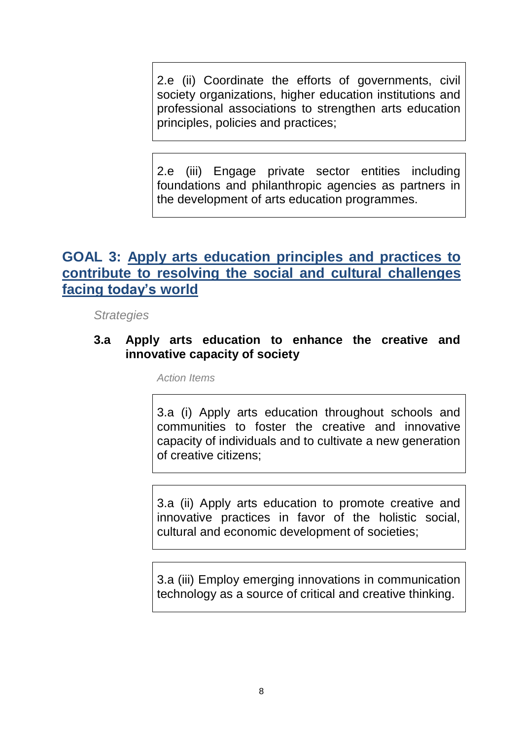2.e (ii) Coordinate the efforts of governments, civil society organizations, higher education institutions and professional associations to strengthen arts education principles, policies and practices;

2.e (iii) Engage private sector entities including foundations and philanthropic agencies as partners in the development of arts education programmes.

## GOAL 3: Apply arts education principles and practices to contribute to resolving the social and cultural challenges facing today's world

*Strategies*

### 3.a Apply arts education to enhance the creative and innovative capacity of society

*Action Items*

3.a (i) Apply arts education throughout schools and communities to foster the creative and innovative capacity of individuals and to cultivate a new generation of creative citizens;

3.a (ii) Apply arts education to promote creative and innovative practices in favor of the holistic social, cultural and economic development of societies;

3.a (iii) Employ emerging innovations in communication technology as a source of critical and creative thinking.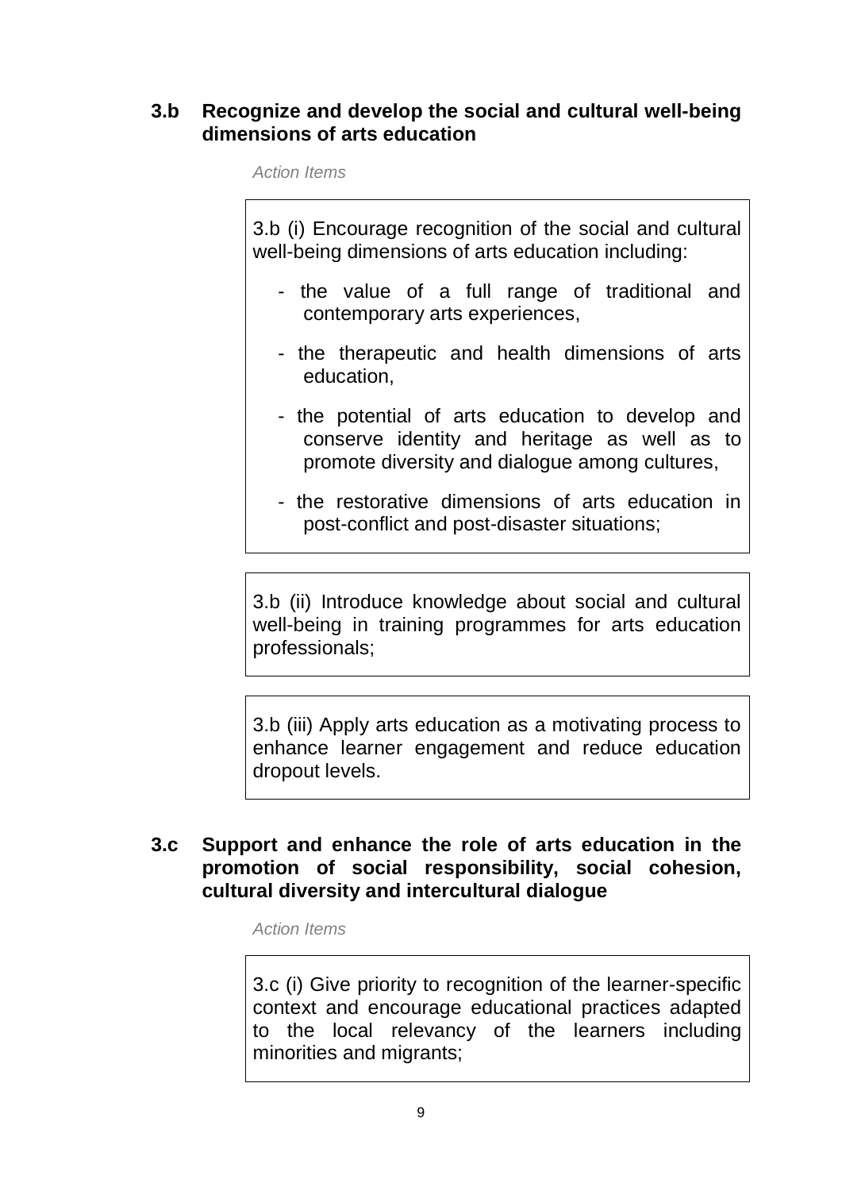### 3.b Recognize and develop the social and cultural well-being dimensions of arts education

*Action Items*

3.b (i) Encourage recognition of the social and cultural well-being dimensions of arts education including:

- the value of a full range of traditional and contemporary arts experiences,
- the therapeutic and health dimensions of arts education,
- the potential of arts education to develop and conserve identity and heritage as well as to promote diversity and dialogue among cultures,
- the restorative dimensions of arts education in post-conflict and post-disaster situations;

3.b (ii) Introduce knowledge about social and cultural well-being in training programmes for arts education professionals;

3.b (iii) Apply arts education as a motivating process to enhance learner engagement and reduce education dropout levels.

### 3.c Support and enhance the role of arts education in the promotion of social responsibility, social cohesion, cultural diversity and intercultural dialogue

*Action Items*

3.c (i) Give priority to recognition of the learner-specific context and encourage educational practices adapted to the local relevancy of the learners including minorities and migrants;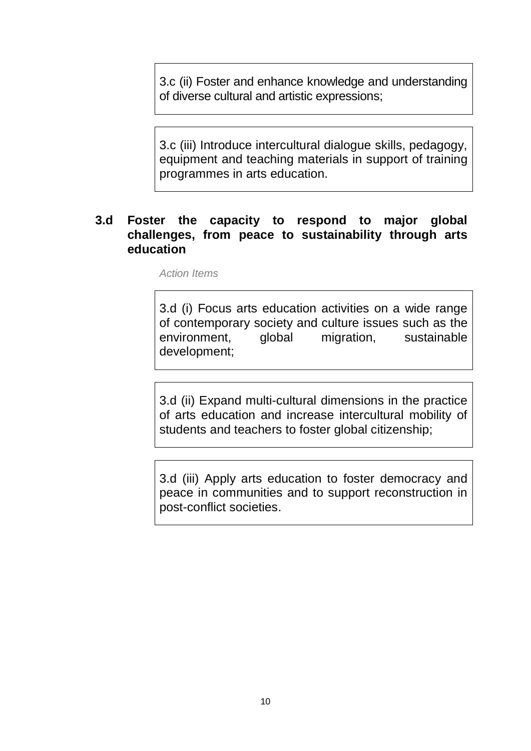3.c (ii) Foster and enhance knowledge and understanding of diverse cultural and artistic expressions;

3.c (iii) Introduce intercultural dialogue skills, pedagogy, equipment and teaching materials in support of training programmes in arts education.

**3.d Foster the capacity to respond to major global challenges, from peace to sustainability through arts education**

*Action Items*

3.d (i) Focus arts education activities on a wide range of contemporary society and culture issues such as the environment, global migration, sustainable development;

3.d (ii) Expand multi-cultural dimensions in the practice of arts education and increase intercultural mobility of students and teachers to foster global citizenship;

3.d (iii) Apply arts education to foster democracy and peace in communities and to support reconstruction in post-conflict societies.